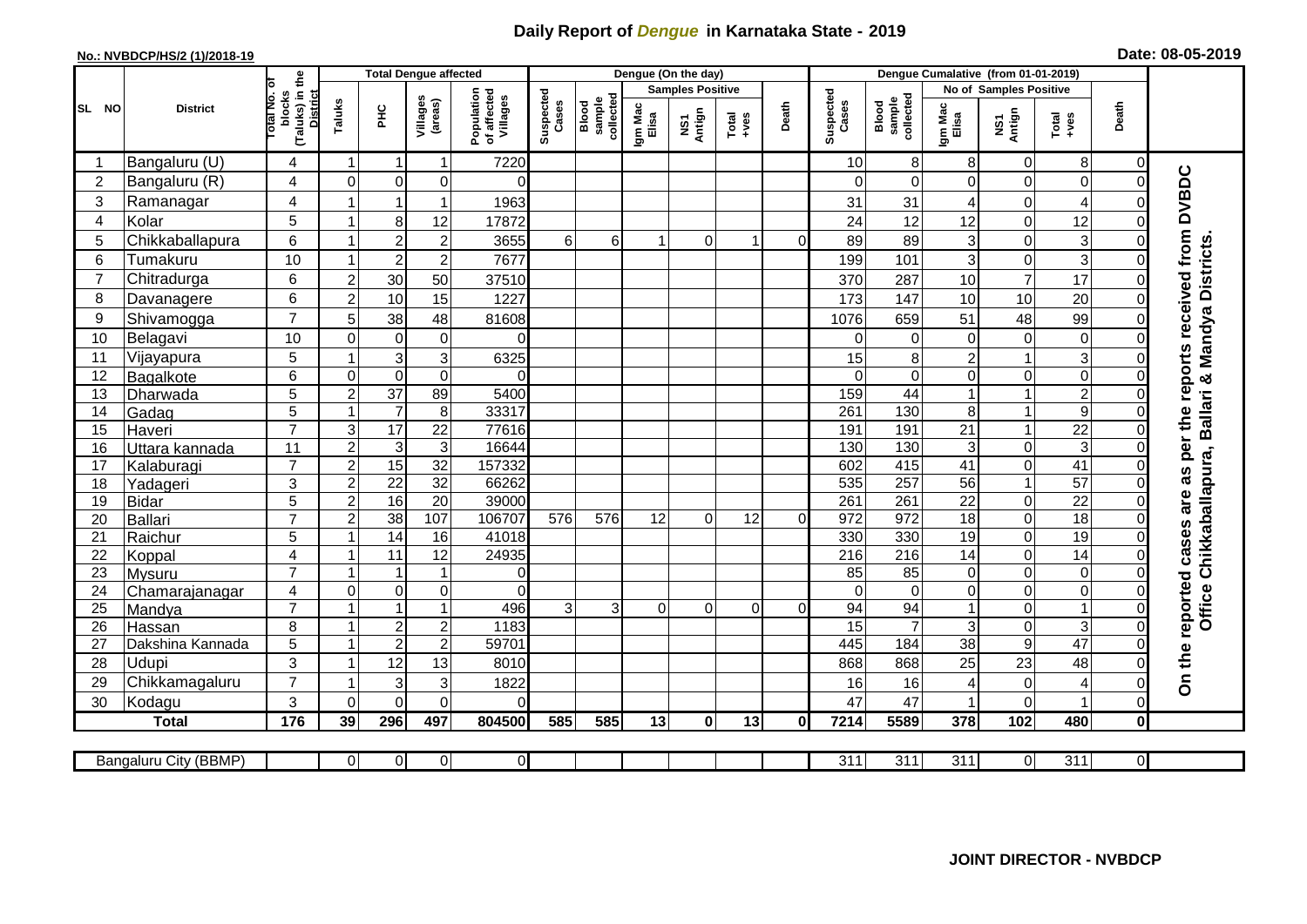# Daily Report of *Dengue* in Karnataka State - 2019

**No.: NVBDCP/HS/2 (1)/2018-19** **Date: 08-05-2019**

| SL NO | District | Total No. of blocks (Taluks) in the District | Total Dengue affected | | | | Dengue (On the day) | | | | | | | Dengue Cumalative (from 01-01-2019) | | | | | | | |
|---|---|---|---|---|---|---|---|---|---|---|---|---|---|---|---|---|---|---|---|---|
| | | | Taluks | PHC | Villages (areas) | Population of affected Villages | Suspected Cases | Blood sample collected | Samples Positive | | | Death | Suspected Cases | Blood sample collected | No of Samples Positive | | | Death | |
| | | | | | | | | | Igm Mac Elisa | NS1 Antign | Total +ves | | | | Igm Mac Elisa | NS1 Antign | Total +ves | | |
| 1 | Bangaluru (U) | 4 | 1 | 1 | 1 | 7220 | | | | | | | 10 | 8 | 8 | 0 | 8 | 0 | On the reported cases are as per the reports received from DVBDC Office Chikkaballapura, Ballari & Mandya Districts. |
| 2 | Bangaluru (R) | 4 | 0 | 0 | 0 | 0 | | | | | | | 0 | 0 | 0 | 0 | 0 | 0 | |
| 3 | Ramanagar | 4 | 1 | 1 | 1 | 1963 | | | | | | | 31 | 31 | 4 | 0 | 4 | 0 | |
| 4 | Kolar | 5 | 1 | 8 | 12 | 17872 | | | | | | | 24 | 12 | 12 | 0 | 12 | 0 | |
| 5 | Chikkaballapura | 6 | 1 | 2 | 2 | 3655 | 6 | 6 | 1 | 0 | 1 | 0 | 89 | 89 | 3 | 0 | 3 | 0 | |
| 6 | Tumakuru | 10 | 1 | 2 | 2 | 7677 | | | | | | | 199 | 101 | 3 | 0 | 3 | 0 | |
| 7 | Chitradurga | 6 | 2 | 30 | 50 | 37510 | | | | | | | 370 | 287 | 10 | 7 | 17 | 0 | |
| 8 | Davanagere | 6 | 2 | 10 | 15 | 1227 | | | | | | | 173 | 147 | 10 | 10 | 20 | 0 | |
| 9 | Shivamogga | 7 | 5 | 38 | 48 | 81608 | | | | | | | 1076 | 659 | 51 | 48 | 99 | 0 | |
| 10 | Belagavi | 10 | 0 | 0 | 0 | 0 | | | | | | | 0 | 0 | 0 | 0 | 0 | 0 | |
| 11 | Vijayapura | 5 | 1 | 3 | 3 | 6325 | | | | | | | 15 | 8 | 2 | 1 | 3 | 0 | |
| 12 | Bagalkote | 6 | 0 | 0 | 0 | 0 | | | | | | | 0 | 0 | 0 | 0 | 0 | 0 | |
| 13 | Dharwada | 5 | 2 | 37 | 89 | 5400 | | | | | | | 159 | 44 | 1 | 1 | 2 | 0 | |
| 14 | Gadag | 5 | 1 | 7 | 8 | 33317 | | | | | | | 261 | 130 | 8 | 1 | 9 | 0 | |
| 15 | Haveri | 7 | 3 | 17 | 22 | 77616 | | | | | | | 191 | 191 | 21 | 1 | 22 | 0 | |
| 16 | Uttara kannada | 11 | 2 | 3 | 3 | 16644 | | | | | | | 130 | 130 | 3 | 0 | 3 | 0 | |
| 17 | Kalaburagi | 7 | 2 | 15 | 32 | 157332 | | | | | | | 602 | 415 | 41 | 0 | 41 | 0 | |
| 18 | Yadageri | 3 | 2 | 22 | 32 | 66262 | | | | | | | 535 | 257 | 56 | 1 | 57 | 0 | |
| 19 | Bidar | 5 | 2 | 16 | 20 | 39000 | | | | | | | 261 | 261 | 22 | 0 | 22 | 0 | |
| 20 | Ballari | 7 | 2 | 38 | 107 | 106707 | 576 | 576 | 12 | 0 | 12 | 0 | 972 | 972 | 18 | 0 | 18 | 0 | |
| 21 | Raichur | 5 | 1 | 14 | 16 | 41018 | | | | | | | 330 | 330 | 19 | 0 | 19 | 0 | |
| 22 | Koppal | 4 | 1 | 11 | 12 | 24935 | | | | | | | 216 | 216 | 14 | 0 | 14 | 0 | |
| 23 | Mysuru | 7 | 1 | 1 | 1 | 0 | | | | | | | 85 | 85 | 0 | 0 | 0 | 0 | |
| 24 | Chamarajanagar | 4 | 0 | 0 | 0 | 0 | | | | | | | 0 | 0 | 0 | 0 | 0 | 0 | |
| 25 | Mandya | 7 | 1 | 1 | 1 | 496 | 3 | 3 | 0 | 0 | 0 | 0 | 94 | 94 | 1 | 0 | 1 | 0 | |
| 26 | Hassan | 8 | 1 | 2 | 2 | 1183 | | | | | | | 15 | 7 | 3 | 0 | 3 | 0 | |
| 27 | Dakshina Kannada | 5 | 1 | 2 | 2 | 59701 | | | | | | | 445 | 184 | 38 | 9 | 47 | 0 | |
| 28 | Udupi | 3 | 1 | 12 | 13 | 8010 | | | | | | | 868 | 868 | 25 | 23 | 48 | 0 | |
| 29 | Chikkamagaluru | 7 | 1 | 3 | 3 | 1822 | | | | | | | 16 | 16 | 4 | 0 | 4 | 0 | |
| 30 | Kodagu | 3 | 0 | 0 | 0 | 0 | | | | | | | 47 | 47 | 1 | 0 | 1 | 0 | |
| | **Total** | **176** | **39** | **296** | **497** | **804500** | **585** | **585** | **13** | **0** | **13** | **0** | **7214** | **5589** | **378** | **102** | **480** | **0** | |

| Bangaluru City (BBMP) | | 0 | 0 | 0 | 0 | | | | | | | 311 | 311 | 311 | 0 | 311 | 0 | |
|---|---|---|---|---|---|---|---|---|---|---|---|---|---|---|---|---|---|---|

**JOINT DIRECTOR - NVBDCP**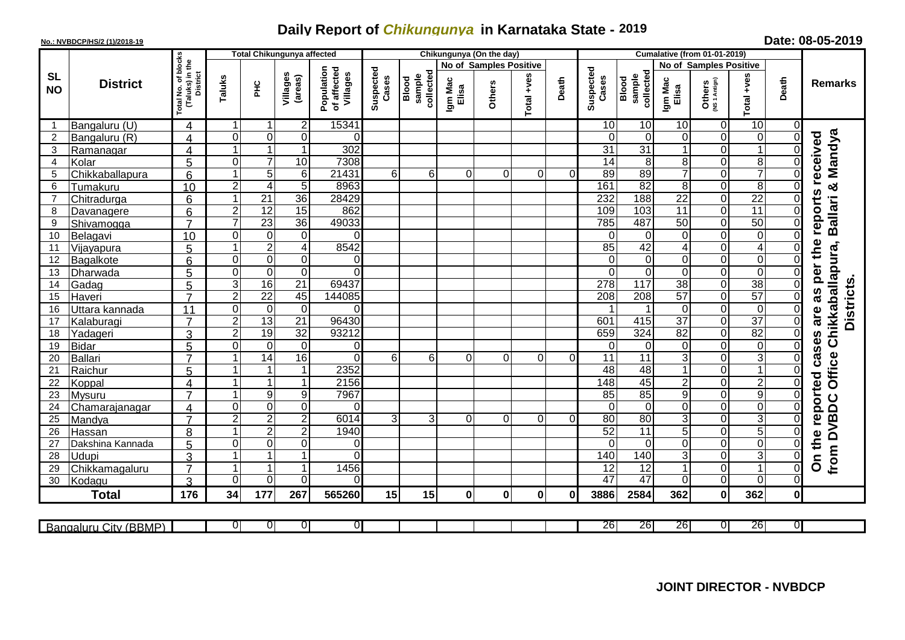# Daily Report of *Chikungunya* in Karnataka State - 2019

**No.: NVBDCP/HS/2 (1)/2018-19**

**Date: 08-05-2019**

| SL NO | District | Total No. of blocks (Taluks) in the District | Total Chikungunya affected | | | | Chikungunya (On the day) | | | | | | | Cumalative (from 01-01-2019) | | | | | | | Remarks |
|---|---|---|---|---|---|---|---|---|---|---|---|---|---|---|---|---|---|---|---|---|---|
| | | | | | | | | | No of Samples Positive | | | | | | No of Samples Positive | | | | | |
| | | | Taluks | PHC | Villages (areas) | Population of affected Villages | Suspected Cases | Blood sample collected | Igm Mac Elisa | Others | Total +ves | Death | Suspected Cases | Blood sample collected | Igm Mac Elisa | Others (NS 1 Antign) | Total +ves | Death | |
| 1 | Bangaluru (U) | 4 | 1 | 1 | 2 | 15341 | | | | | | | 10 | 10 | 10 | 0 | 10 | 0 | On the reported cases are as per the reports received from DVBDC Office Chikkaballapura, Ballari & Mandya Districts. |
| 2 | Bangaluru (R) | 4 | 0 | 0 | 0 | 0 | | | | | | | 0 | 0 | 0 | 0 | 0 | 0 | |
| 3 | Ramanagar | 4 | 1 | 1 | 1 | 302 | | | | | | | 31 | 31 | 1 | 0 | 1 | 0 | |
| 4 | Kolar | 5 | 0 | 7 | 10 | 7308 | | | | | | | 14 | 8 | 8 | 0 | 8 | 0 | |
| 5 | Chikkaballapura | 6 | 1 | 5 | 6 | 21431 | 6 | 6 | 0 | 0 | 0 | 0 | 89 | 89 | 7 | 0 | 7 | 0 | |
| 6 | Tumakuru | 10 | 2 | 4 | 5 | 8963 | | | | | | | 161 | 82 | 8 | 0 | 8 | 0 | |
| 7 | Chitradurga | 6 | 1 | 21 | 36 | 28429 | | | | | | | 232 | 188 | 22 | 0 | 22 | 0 | |
| 8 | Davanagere | 6 | 2 | 12 | 15 | 862 | | | | | | | 109 | 103 | 11 | 0 | 11 | 0 | |
| 9 | Shivamogga | 7 | 7 | 23 | 36 | 49033 | | | | | | | 785 | 487 | 50 | 0 | 50 | 0 | |
| 10 | Belagavi | 10 | 0 | 0 | 0 | 0 | | | | | | | 0 | 0 | 0 | 0 | 0 | 0 | |
| 11 | Vijayapura | 5 | 1 | 2 | 4 | 8542 | | | | | | | 85 | 42 | 4 | 0 | 4 | 0 | |
| 12 | Bagalkote | 6 | 0 | 0 | 0 | 0 | | | | | | | 0 | 0 | 0 | 0 | 0 | 0 | |
| 13 | Dharwada | 5 | 0 | 0 | 0 | 0 | | | | | | | 0 | 0 | 0 | 0 | 0 | 0 | |
| 14 | Gadag | 5 | 3 | 16 | 21 | 69437 | | | | | | | 278 | 117 | 38 | 0 | 38 | 0 | |
| 15 | Haveri | 7 | 2 | 22 | 45 | 144085 | | | | | | | 208 | 208 | 57 | 0 | 57 | 0 | |
| 16 | Uttara kannada | 11 | 0 | 0 | 0 | 0 | | | | | | | 1 | 1 | 0 | 0 | 0 | 0 | |
| 17 | Kalaburagi | 7 | 2 | 13 | 21 | 96430 | | | | | | | 601 | 415 | 37 | 0 | 37 | 0 | |
| 18 | Yadageri | 3 | 2 | 19 | 32 | 93212 | | | | | | | 659 | 324 | 82 | 0 | 82 | 0 | |
| 19 | Bidar | 5 | 0 | 0 | 0 | 0 | | | | | | | 0 | 0 | 0 | 0 | 0 | 0 | |
| 20 | Ballari | 7 | 1 | 14 | 16 | 0 | 6 | 6 | 0 | 0 | 0 | 0 | 11 | 11 | 3 | 0 | 3 | 0 | |
| 21 | Raichur | 5 | 1 | 1 | 1 | 2352 | | | | | | | 48 | 48 | 1 | 0 | 1 | 0 | |
| 22 | Koppal | 4 | 1 | 1 | 1 | 2156 | | | | | | | 148 | 45 | 2 | 0 | 2 | 0 | |
| 23 | Mysuru | 7 | 1 | 9 | 9 | 7967 | | | | | | | 85 | 85 | 9 | 0 | 9 | 0 | |
| 24 | Chamarajanagar | 4 | 0 | 0 | 0 | 0 | | | | | | | 0 | 0 | 0 | 0 | 0 | 0 | |
| 25 | Mandya | 7 | 2 | 2 | 2 | 6014 | 3 | 3 | 0 | 0 | 0 | 0 | 80 | 80 | 3 | 0 | 3 | 0 | |
| 26 | Hassan | 8 | 1 | 2 | 2 | 1940 | | | | | | | 52 | 11 | 5 | 0 | 5 | 0 | |
| 27 | Dakshina Kannada | 5 | 0 | 0 | 0 | 0 | | | | | | | 0 | 0 | 0 | 0 | 0 | 0 | |
| 28 | Udupi | 3 | 1 | 1 | 1 | 0 | | | | | | | 140 | 140 | 3 | 0 | 3 | 0 | |
| 29 | Chikkamagaluru | 7 | 1 | 1 | 1 | 1456 | | | | | | | 12 | 12 | 1 | 0 | 1 | 0 | |
| 30 | Kodagu | 3 | 0 | 0 | 0 | 0 | | | | | | | 47 | 47 | 0 | 0 | 0 | 0 | |
| **Total** | | **176** | **34** | **177** | **267** | **565260** | **15** | **15** | **0** | **0** | **0** | **0** | **3886** | **2584** | **362** | **0** | **362** | **0** | |

| | | | | | | | | | | | | | | | | | |
|---|---|---|---|---|---|---|---|---|---|---|---|---|---|---|---|---|---|
| Bangaluru City (BBMP) | | 0 | 0 | 0 | 0 | | | | | | | 26 | 26 | 26 | 0 | 26 | 0 |

**JOINT DIRECTOR - NVBDCP**